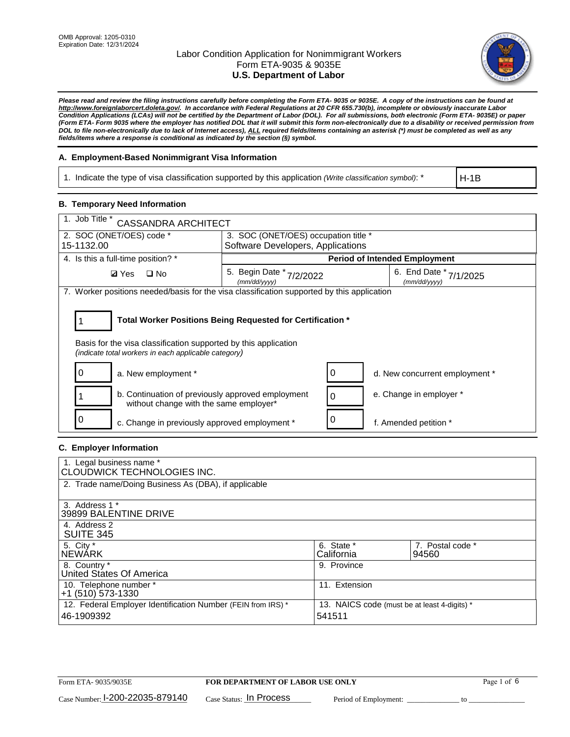OMB Approval: 1205-0310
Expiration Date: 12/31/2024

# Labor Condition Application for Nonimmigrant Workers
## Form ETA-9035 & 9035E
## U.S. Department of Labor

***Please read and review the filing instructions carefully before completing the Form ETA- 9035 or 9035E. A copy of the instructions can be found at http://www.foreignlaborcert.doleta.gov/. In accordance with Federal Regulations at 20 CFR 655.730(b), incomplete or obviously inaccurate Labor Condition Applications (LCAs) will not be certified by the Department of Labor (DOL). For all submissions, both electronic (Form ETA- 9035E) or paper (Form ETA- Form 9035 where the employer has notified DOL that it will submit this form non-electronically due to a disability or received permission from DOL to file non-electronically due to lack of Internet access), ALL required fields/items containing an asterisk (*) must be completed as well as any fields/items where a response is conditional as indicated by the section (§) symbol.***

### A. Employment-Based Nonimmigrant Visa Information

| 1. Indicate the type of visa classification supported by this application *(Write classification symbol)*: * | H-1B |
|---|---|

### B. Temporary Need Information

| 1. Job Title * CASSANDRA ARCHITECT | | |
|---|---|---|
| 2. SOC (ONET/OES) code * 15-1132.00 | 3. SOC (ONET/OES) occupation title * Software Developers, Applications | |
| 4. Is this a full-time position? * | **Period of Intended Employment** | |
| ☑ Yes ☐ No | 5. Begin Date * (mm/dd/yyyy) 7/2/2022 | 6. End Date * (mm/dd/yyyy) 7/1/2025 |

7. Worker positions needed/basis for the visa classification supported by this application

**1** — **Total Worker Positions Being Requested for Certification ***

Basis for the visa classification supported by this application
*(indicate total workers in each applicable category)*

| Count | Category | Count | Category |
|---|---|---|---|
| 0 | a. New employment * | 0 | d. New concurrent employment * |
| 1 | b. Continuation of previously approved employment without change with the same employer* | 0 | e. Change in employer * |
| 0 | c. Change in previously approved employment * | 0 | f. Amended petition * |

### C. Employer Information

| 1. Legal business name * CLOUDWICK TECHNOLOGIES INC. | | |
|---|---|---|
| 2. Trade name/Doing Business As (DBA), if applicable | | |
| 3. Address 1 * 39899 BALENTINE DRIVE | | |
| 4. Address 2 SUITE 345 | | |
| 5. City * NEWARK | 6. State * California | 7. Postal code * 94560 |
| 8. Country * United States Of America | 9. Province | |
| 10. Telephone number * +1 (510) 573-1330 | 11. Extension | |
| 12. Federal Employer Identification Number (FEIN from IRS) * 46-1909392 | 13. NAICS code (must be at least 4-digits) * 541511 | |

Form ETA- 9035/9035E — **FOR DEPARTMENT OF LABOR USE ONLY**

Case Number: I-200-22035-879140 Case Status: In Process Period of Employment: ______________ to ______________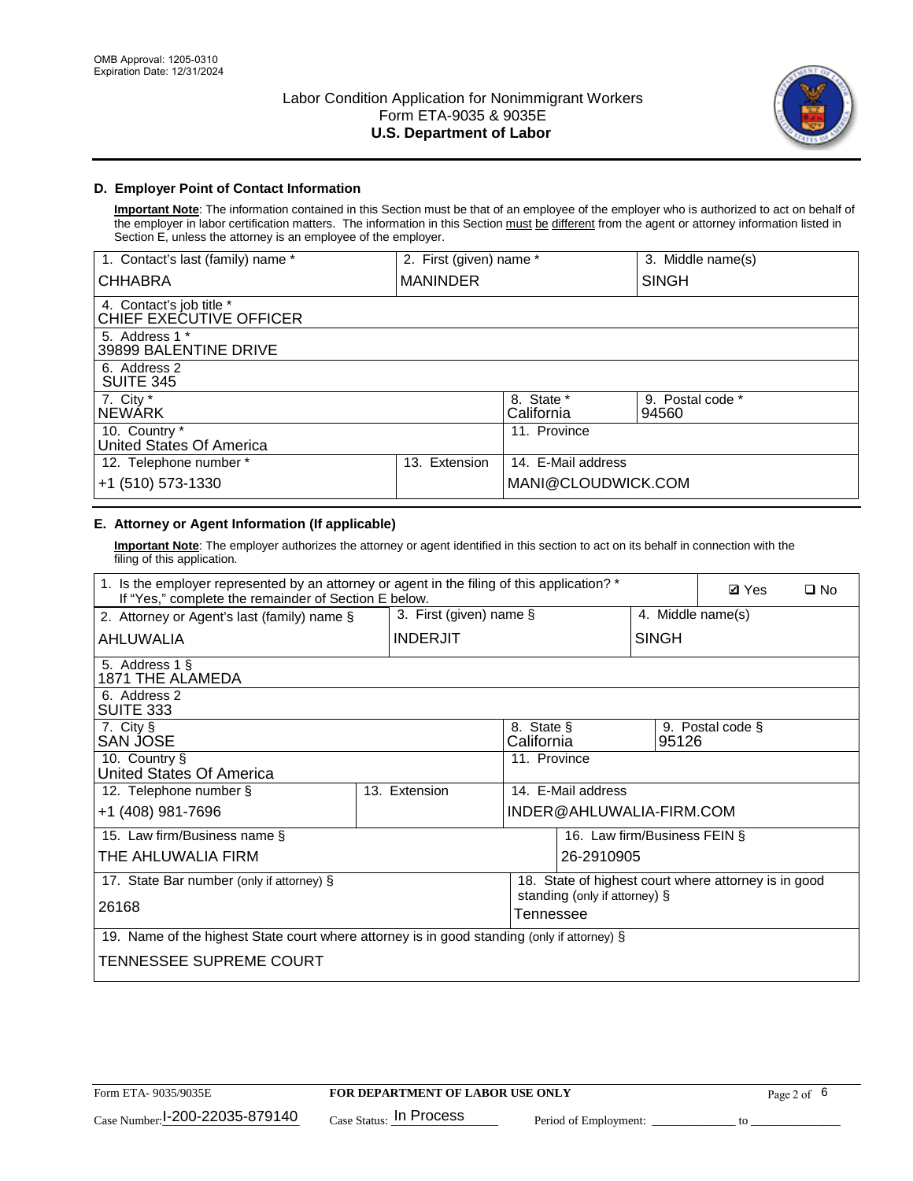OMB Approval: 1205-0310
Expiration Date: 12/31/2024

# Labor Condition Application for Nonimmigrant Workers
Form ETA-9035 & 9035E
**U.S. Department of Labor**

### D. Employer Point of Contact Information

**Important Note**: The information contained in this Section must be that of an employee of the employer who is authorized to act on behalf of the employer in labor certification matters. The information in this Section must be different from the agent or attorney information listed in Section E, unless the attorney is an employee of the employer.

| 1. Contact's last (family) name * | 2. First (given) name * | 3. Middle name(s) |
|---|---|---|
| CHHABRA | MANINDER | SINGH |
| 4. Contact's job title * CHIEF EXECUTIVE OFFICER | | |
| 5. Address 1 * 39899 BALENTINE DRIVE | | |
| 6. Address 2 SUITE 345 | | |
| 7. City * NEWARK | 8. State * California | 9. Postal code * 94560 |
| 10. Country * United States Of America | 11. Province | |
| 12. Telephone number * +1 (510) 573-1330 | 13. Extension | 14. E-Mail address MANI@CLOUDWICK.COM |

### E. Attorney or Agent Information (If applicable)

**Important Note**: The employer authorizes the attorney or agent identified in this section to act on its behalf in connection with the filing of this application.

1. Is the employer represented by an attorney or agent in the filing of this application? * If "Yes," complete the remainder of Section E below. ☑ Yes ☐ No

| 2. Attorney or Agent's last (family) name § | 3. First (given) name § | 4. Middle name(s) |
|---|---|---|
| AHLUWALIA | INDERJIT | SINGH |
| 5. Address 1 § 1871 THE ALAMEDA | | |
| 6. Address 2 SUITE 333 | | |
| 7. City § SAN JOSE | 8. State § California | 9. Postal code § 95126 |
| 10. Country § United States Of America | 11. Province | |
| 12. Telephone number § +1 (408) 981-7696 | 13. Extension | 14. E-Mail address INDER@AHLUWALIA-FIRM.COM |
| 15. Law firm/Business name § THE AHLUWALIA FIRM | | 16. Law firm/Business FEIN § 26-2910905 |
| 17. State Bar number (only if attorney) § 26168 | | 18. State of highest court where attorney is in good standing (only if attorney) § Tennessee |
| 19. Name of the highest State court where attorney is in good standing (only if attorney) § TENNESSEE SUPREME COURT | | |

Form ETA- 9035/9035E | **FOR DEPARTMENT OF LABOR USE ONLY**
Case Number: I-200-22035-879140 Case Status: In Process Period of Employment: _____________ to _____________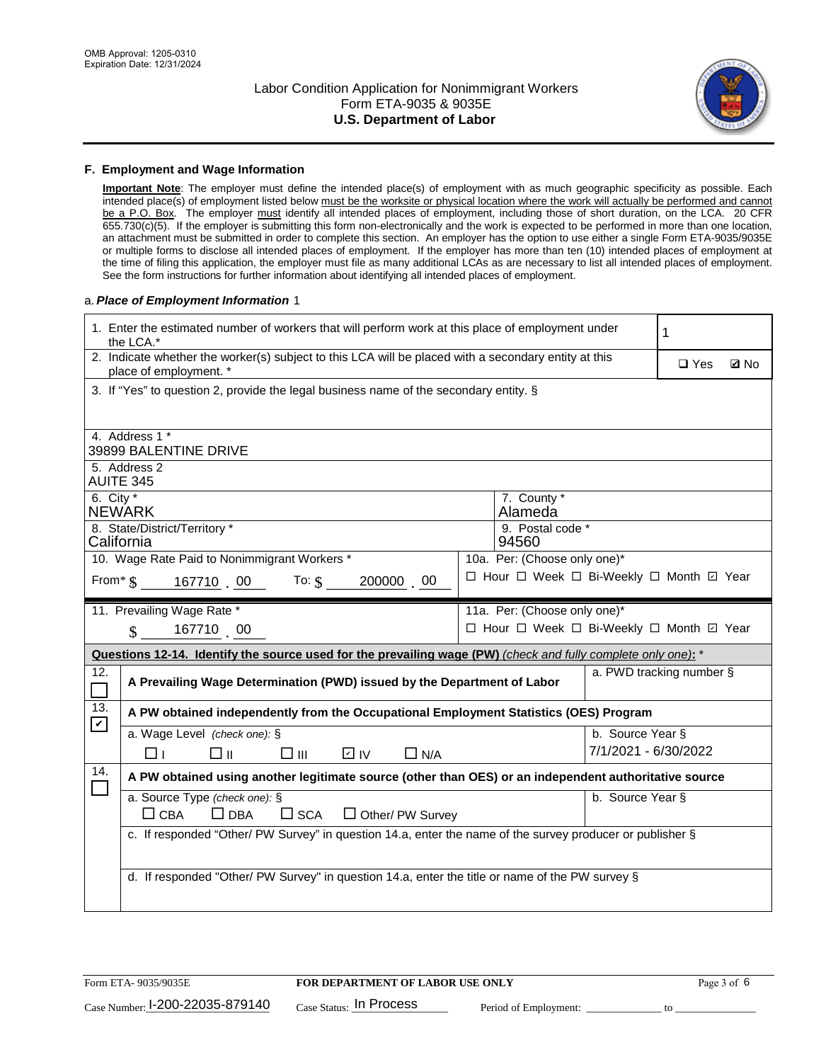OMB Approval: 1205-0310
Expiration Date: 12/31/2024

# Labor Condition Application for Nonimmigrant Workers
## Form ETA-9035 & 9035E
## U.S. Department of Labor

### F. Employment and Wage Information

**Important Note**: The employer must define the intended place(s) of employment with as much geographic specificity as possible. Each intended place(s) of employment listed below must be the worksite or physical location where the work will actually be performed and cannot be a P.O. Box. The employer must identify all intended places of employment, including those of short duration, on the LCA. 20 CFR 655.730(c)(5). If the employer is submitting this form non-electronically and the work is expected to be performed in more than one location, an attachment must be submitted in order to complete this section. An employer has the option to use either a single Form ETA-9035/9035E or multiple forms to disclose all intended places of employment. If the employer has more than ten (10) intended places of employment at the time of filing this application, the employer must file as many additional LCAs as are necessary to list all intended places of employment. See the form instructions for further information about identifying all intended places of employment.

a. ***Place of Employment Information*** 1

| | |
|---|---|
| 1. Enter the estimated number of workers that will perform work at this place of employment under the LCA.* | 1 |
| 2. Indicate whether the worker(s) subject to this LCA will be placed with a secondary entity at this place of employment. * | ☐ Yes ☑ No |
| 3. If "Yes" to question 2, provide the legal business name of the secondary entity. § | |
| 4. Address 1 * | 39899 BALENTINE DRIVE |
| 5. Address 2 | AUITE 345 |
| 6. City * | NEWARK |
| 7. County * | Alameda |
| 8. State/District/Territory * | California |
| 9. Postal code * | 94560 |
| 10. Wage Rate Paid to Nonimmigrant Workers * | From* $ 167710 . 00 To: $ 200000 . 00 |
| 10a. Per: (Choose only one)* | ☐ Hour ☐ Week ☐ Bi-Weekly ☐ Month ☑ Year |
| 11. Prevailing Wage Rate * | $ 167710 . 00 |
| 11a. Per: (Choose only one)* | ☐ Hour ☐ Week ☐ Bi-Weekly ☐ Month ☑ Year |

**Questions 12-14. Identify the source used for the prevailing wage (PW)** *(check and fully complete only one)*: *

| | | |
|---|---|---|
| 12. ☐ | **A Prevailing Wage Determination (PWD) issued by the Department of Labor** | a. PWD tracking number § |
| 13. ☑ | **A PW obtained independently from the Occupational Employment Statistics (OES) Program** | |
| | a. Wage Level *(check one)*: § ☐ I ☐ II ☐ III ☑ IV ☐ N/A | b. Source Year § 7/1/2021 - 6/30/2022 |
| 14. ☐ | **A PW obtained using another legitimate source (other than OES) or an independent authoritative source** | |
| | a. Source Type *(check one)*: § ☐ CBA ☐ DBA ☐ SCA ☐ Other/ PW Survey | b. Source Year § |
| | c. If responded "Other/ PW Survey" in question 14.a, enter the name of the survey producer or publisher § | |
| | d. If responded "Other/ PW Survey" in question 14.a, enter the title or name of the PW survey § | |

Form ETA- 9035/9035E **FOR DEPARTMENT OF LABOR USE ONLY**

Case Number: I-200-22035-879140 Case Status: In Process Period of Employment: _____________ to _____________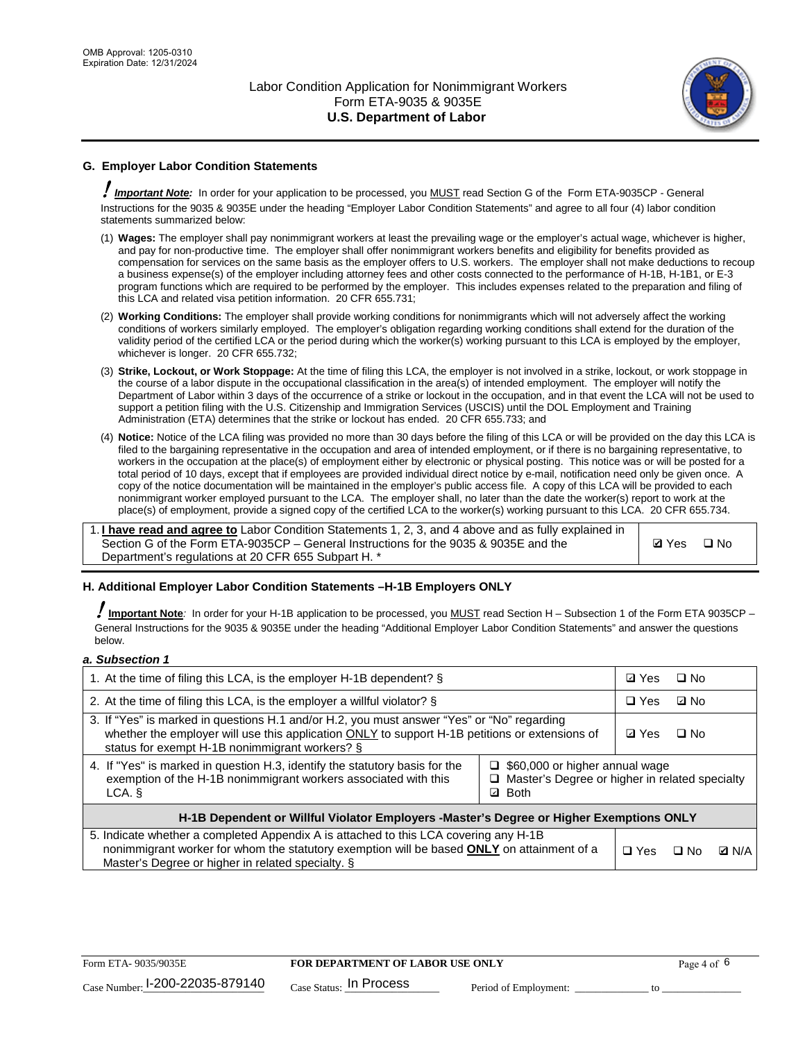## G. Employer Labor Condition Statements

***Important Note:*** In order for your application to be processed, you MUST read Section G of the Form ETA-9035CP - General Instructions for the 9035 & 9035E under the heading "Employer Labor Condition Statements" and agree to all four (4) labor condition statements summarized below:

(1) **Wages:** The employer shall pay nonimmigrant workers at least the prevailing wage or the employer's actual wage, whichever is higher, and pay for non-productive time. The employer shall offer nonimmigrant workers benefits and eligibility for benefits provided as compensation for services on the same basis as the employer offers to U.S. workers. The employer shall not make deductions to recoup a business expense(s) of the employer including attorney fees and other costs connected to the performance of H-1B, H-1B1, or E-3 program functions which are required to be performed by the employer. This includes expenses related to the preparation and filing of this LCA and related visa petition information. 20 CFR 655.731;

(2) **Working Conditions:** The employer shall provide working conditions for nonimmigrants which will not adversely affect the working conditions of workers similarly employed. The employer's obligation regarding working conditions shall extend for the duration of the validity period of the certified LCA or the period during which the worker(s) working pursuant to this LCA is employed by the employer, whichever is longer. 20 CFR 655.732;

(3) **Strike, Lockout, or Work Stoppage:** At the time of filing this LCA, the employer is not involved in a strike, lockout, or work stoppage in the course of a labor dispute in the occupational classification in the area(s) of intended employment. The employer will notify the Department of Labor within 3 days of the occurrence of a strike or lockout in the occupation, and in that event the LCA will not be used to support a petition filing with the U.S. Citizenship and Immigration Services (USCIS) until the DOL Employment and Training Administration (ETA) determines that the strike or lockout has ended. 20 CFR 655.733; and

(4) **Notice:** Notice of the LCA filing was provided no more than 30 days before the filing of this LCA or will be provided on the day this LCA is filed to the bargaining representative in the occupation and area of intended employment, or if there is no bargaining representative, to workers in the occupation at the place(s) of employment either by electronic or physical posting. This notice was or will be posted for a total period of 10 days, except that if employees are provided individual direct notice by e-mail, notification need only be given once. A copy of the notice documentation will be maintained in the employer's public access file. A copy of this LCA will be provided to each nonimmigrant worker employed pursuant to the LCA. The employer shall, no later than the date the worker(s) report to work at the place(s) of employment, provide a signed copy of the certified LCA to the worker(s) working pursuant to this LCA. 20 CFR 655.734.

| | |
|---|---|
| 1. **I have read and agree to** Labor Condition Statements 1, 2, 3, and 4 above and as fully explained in Section G of the Form ETA-9035CP – General Instructions for the 9035 & 9035E and the Department's regulations at 20 CFR 655 Subpart H. * | ☑ Yes ☐ No |

## H. Additional Employer Labor Condition Statements –H-1B Employers ONLY

***Important Note:*** In order for your H-1B application to be processed, you MUST read Section H – Subsection 1 of the Form ETA 9035CP – General Instructions for the 9035 & 9035E under the heading "Additional Employer Labor Condition Statements" and answer the questions below.

### *a. Subsection 1*

| | |
|---|---|
| 1. At the time of filing this LCA, is the employer H-1B dependent? § | ☑ Yes ☐ No |
| 2. At the time of filing this LCA, is the employer a willful violator? § | ☐ Yes ☑ No |
| 3. If "Yes" is marked in questions H.1 and/or H.2, you must answer "Yes" or "No" regarding whether the employer will use this application ONLY to support H-1B petitions or extensions of status for exempt H-1B nonimmigrant workers? § | ☑ Yes ☐ No |
| 4. If "Yes" is marked in question H.3, identify the statutory basis for the exemption of the H-1B nonimmigrant workers associated with this LCA. § | ☐ $60,000 or higher annual wage<br>☐ Master's Degree or higher in related specialty<br>☑ Both |
| **H-1B Dependent or Willful Violator Employers -Master's Degree or Higher Exemptions ONLY** | |
| 5. Indicate whether a completed Appendix A is attached to this LCA covering any H-1B nonimmigrant worker for whom the statutory exemption will be based **ONLY** on attainment of a Master's Degree or higher in related specialty. § | ☐ Yes ☐ No ☑ N/A |

Form ETA- 9035/9035E | **FOR DEPARTMENT OF LABOR USE ONLY**

Case Number: I-200-22035-879140 | Case Status: In Process | Period of Employment: _____________ to _____________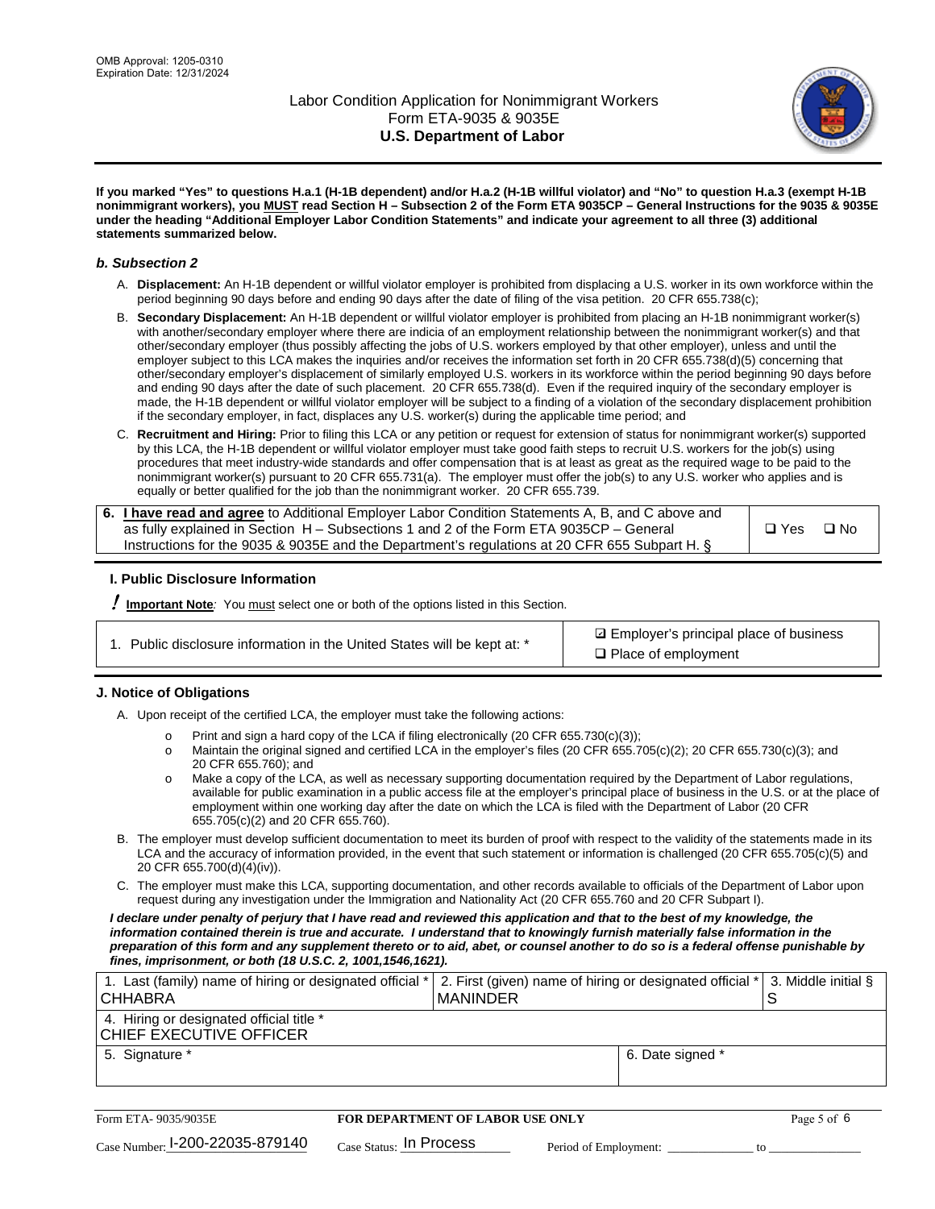**If you marked "Yes" to questions H.a.1 (H-1B dependent) and/or H.a.2 (H-1B willful violator) and "No" to question H.a.3 (exempt H-1B nonimmigrant workers), you MUST read Section H – Subsection 2 of the Form ETA 9035CP – General Instructions for the 9035 & 9035E under the heading "Additional Employer Labor Condition Statements" and indicate your agreement to all three (3) additional statements summarized below.**

### *b. Subsection 2*

A. **Displacement:** An H-1B dependent or willful violator employer is prohibited from displacing a U.S. worker in its own workforce within the period beginning 90 days before and ending 90 days after the date of filing of the visa petition. 20 CFR 655.738(c);

B. **Secondary Displacement:** An H-1B dependent or willful violator employer is prohibited from placing an H-1B nonimmigrant worker(s) with another/secondary employer where there are indicia of an employment relationship between the nonimmigrant worker(s) and that other/secondary employer (thus possibly affecting the jobs of U.S. workers employed by that other employer), unless and until the employer subject to this LCA makes the inquiries and/or receives the information set forth in 20 CFR 655.738(d)(5) concerning that other/secondary employer's displacement of similarly employed U.S. workers in its workforce within the period beginning 90 days before and ending 90 days after the date of such placement. 20 CFR 655.738(d). Even if the required inquiry of the secondary employer is made, the H-1B dependent or willful violator employer will be subject to a finding of a violation of the secondary displacement prohibition if the secondary employer, in fact, displaces any U.S. worker(s) during the applicable time period; and

C. **Recruitment and Hiring:** Prior to filing this LCA or any petition or request for extension of status for nonimmigrant worker(s) supported by this LCA, the H-1B dependent or willful violator employer must take good faith steps to recruit U.S. workers for the job(s) using procedures that meet industry-wide standards and offer compensation that is at least as great as the required wage to be paid to the nonimmigrant worker(s) pursuant to 20 CFR 655.731(a). The employer must offer the job(s) to any U.S. worker who applies and is equally or better qualified for the job than the nonimmigrant worker. 20 CFR 655.739.

| 6. **I have read and agree** to Additional Employer Labor Condition Statements A, B, and C above and as fully explained in Section H – Subsections 1 and 2 of the Form ETA 9035CP – General Instructions for the 9035 & 9035E and the Department's regulations at 20 CFR 655 Subpart H. § | ❑ Yes ❑ No |
|---|---|

### I. Public Disclosure Information

**! Important Note**: You must select one or both of the options listed in this Section.

| 1. Public disclosure information in the United States will be kept at: * | ☑ Employer's principal place of business<br>❑ Place of employment |
|---|---|

### J. Notice of Obligations

A. Upon receipt of the certified LCA, the employer must take the following actions:

- o Print and sign a hard copy of the LCA if filing electronically (20 CFR 655.730(c)(3));
- o Maintain the original signed and certified LCA in the employer's files (20 CFR 655.705(c)(2); 20 CFR 655.730(c)(3); and 20 CFR 655.760); and
- o Make a copy of the LCA, as well as necessary supporting documentation required by the Department of Labor regulations, available for public examination in a public access file at the employer's principal place of business in the U.S. or at the place of employment within one working day after the date on which the LCA is filed with the Department of Labor (20 CFR 655.705(c)(2) and 20 CFR 655.760).

B. The employer must develop sufficient documentation to meet its burden of proof with respect to the validity of the statements made in its LCA and the accuracy of information provided, in the event that such statement or information is challenged (20 CFR 655.705(c)(5) and 20 CFR 655.700(d)(4)(iv)).

C. The employer must make this LCA, supporting documentation, and other records available to officials of the Department of Labor upon request during any investigation under the Immigration and Nationality Act (20 CFR 655.760 and 20 CFR Subpart I).

***I declare under penalty of perjury that I have read and reviewed this application and that to the best of my knowledge, the information contained therein is true and accurate. I understand that to knowingly furnish materially false information in the preparation of this form and any supplement thereto or to aid, abet, or counsel another to do so is a federal offense punishable by fines, imprisonment, or both (18 U.S.C. 2, 1001,1546,1621).***

| 1. Last (family) name of hiring or designated official *<br>CHHABRA | 2. First (given) name of hiring or designated official *<br>MANINDER | 3. Middle initial §<br>S |
|---|---|---|
| 4. Hiring or designated official title *<br>CHIEF EXECUTIVE OFFICER | | |
| 5. Signature * | 6. Date signed * | |

Form ETA- 9035/9035E — **FOR DEPARTMENT OF LABOR USE ONLY**

Case Number: I-200-22035-879140 Case Status: In Process Period of Employment: _____________ to _____________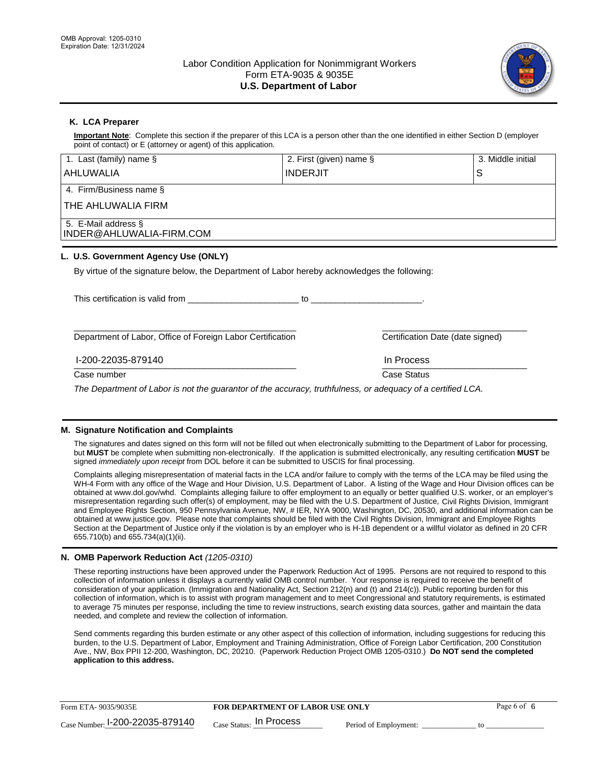OMB Approval: 1205-0310
Expiration Date: 12/31/2024

# Labor Condition Application for Nonimmigrant Workers
Form ETA-9035 & 9035E
**U.S. Department of Labor**

## K. LCA Preparer

**Important Note**: Complete this section if the preparer of this LCA is a person other than the one identified in either Section D (employer point of contact) or E (attorney or agent) of this application.

| 1. Last (family) name § | 2. First (given) name § | 3. Middle initial |
|---|---|---|
| AHLUWALIA | INDERJIT | S |
| 4. Firm/Business name § | | |
| THE AHLUWALIA FIRM | | |
| 5. E-Mail address § | | |
| INDER@AHLUWALIA-FIRM.COM | | |

## L. U.S. Government Agency Use (ONLY)

By virtue of the signature below, the Department of Labor hereby acknowledges the following:

This certification is valid from \_\_\_\_\_\_\_\_\_\_\_\_\_\_\_\_\_\_\_\_\_\_ to \_\_\_\_\_\_\_\_\_\_\_\_\_\_\_\_\_\_\_\_\_\_.

Department of Labor, Office of Foreign Labor Certification

Certification Date (date signed)

I-200-22035-879140
Case number

In Process
Case Status

*The Department of Labor is not the guarantor of the accuracy, truthfulness, or adequacy of a certified LCA.*

## M. Signature Notification and Complaints

The signatures and dates signed on this form will not be filled out when electronically submitting to the Department of Labor for processing, but **MUST** be complete when submitting non-electronically. If the application is submitted electronically, any resulting certification **MUST** be signed *immediately upon receipt* from DOL before it can be submitted to USCIS for final processing.

Complaints alleging misrepresentation of material facts in the LCA and/or failure to comply with the terms of the LCA may be filed using the WH-4 Form with any office of the Wage and Hour Division, U.S. Department of Labor. A listing of the Wage and Hour Division offices can be obtained at www.dol.gov/whd. Complaints alleging failure to offer employment to an equally or better qualified U.S. worker, or an employer's misrepresentation regarding such offer(s) of employment, may be filed with the U.S. Department of Justice, Civil Rights Division, Immigrant and Employee Rights Section, 950 Pennsylvania Avenue, NW, # IER, NYA 9000, Washington, DC, 20530, and additional information can be obtained at www.justice.gov. Please note that complaints should be filed with the Civil Rights Division, Immigrant and Employee Rights Section at the Department of Justice only if the violation is by an employer who is H-1B dependent or a willful violator as defined in 20 CFR 655.710(b) and 655.734(a)(1)(ii).

## N. OMB Paperwork Reduction Act *(1205-0310)*

These reporting instructions have been approved under the Paperwork Reduction Act of 1995. Persons are not required to respond to this collection of information unless it displays a currently valid OMB control number. Your response is required to receive the benefit of consideration of your application. (Immigration and Nationality Act, Section 212(n) and (t) and 214(c)). Public reporting burden for this collection of information, which is to assist with program management and to meet Congressional and statutory requirements, is estimated to average 75 minutes per response, including the time to review instructions, search existing data sources, gather and maintain the data needed, and complete and review the collection of information.

Send comments regarding this burden estimate or any other aspect of this collection of information, including suggestions for reducing this burden, to the U.S. Department of Labor, Employment and Training Administration, Office of Foreign Labor Certification, 200 Constitution Ave., NW, Box PPII 12-200, Washington, DC, 20210. (Paperwork Reduction Project OMB 1205-0310.) **Do NOT send the completed application to this address.**